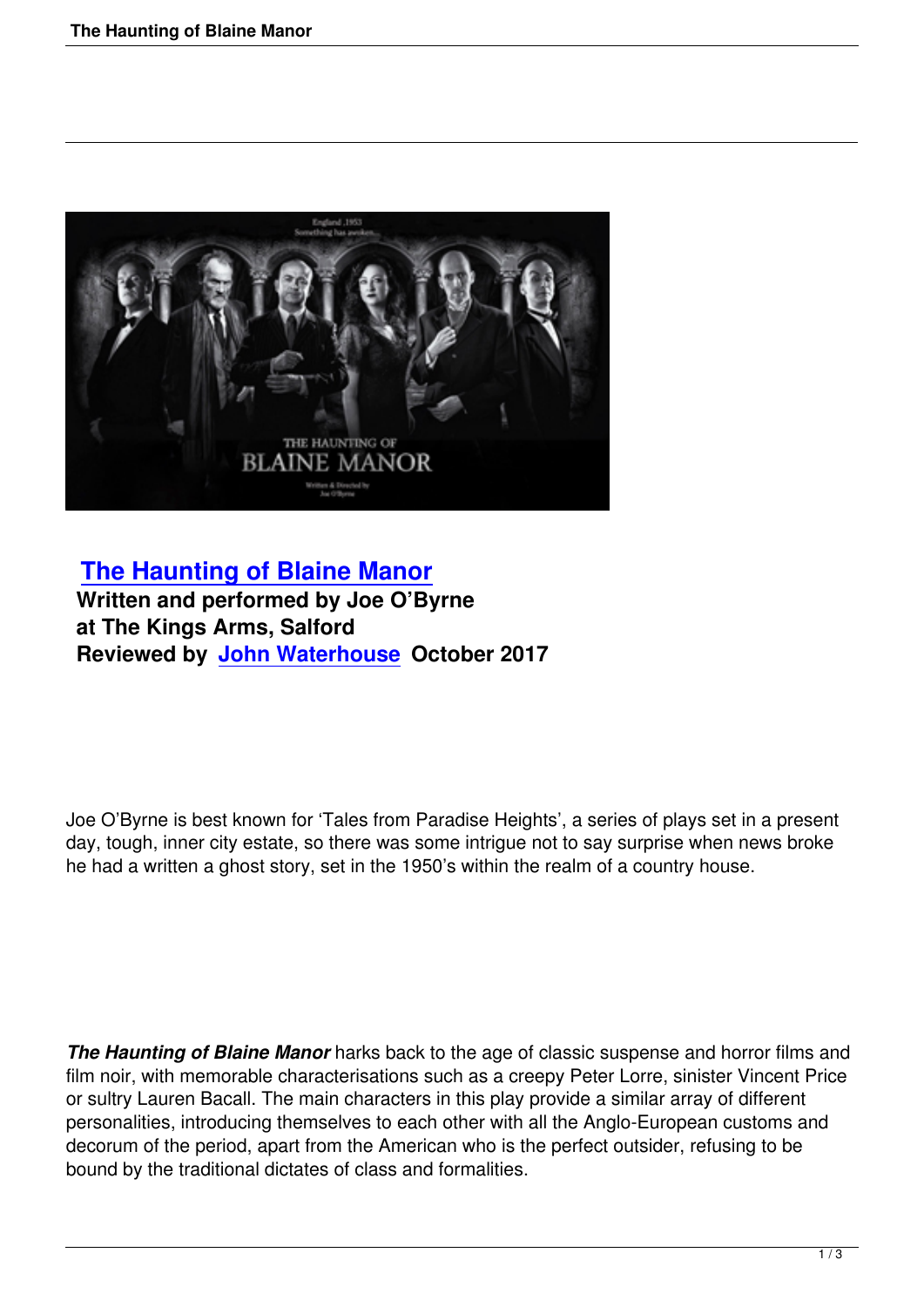## [The Haunting of Blaine Manor]

**Written and performed by Joe O'Byrne**
**at The Kings Arms, Salford**
**Reviewed by [John Waterhouse] October 2017**

Joe O'Byrne is best known for 'Tales from Paradise Heights', a series of plays set in a present day, tough, inner city estate, so there was some intrigue not to say surprise when news broke he had a written a ghost story, set in the 1950's within the realm of a country house.

***The Haunting of Blaine Manor*** harks back to the age of classic suspense and horror films and film noir, with memorable characterisations such as a creepy Peter Lorre, sinister Vincent Price or sultry Lauren Bacall. The main characters in this play provide a similar array of different personalities, introducing themselves to each other with all the Anglo-European customs and decorum of the period, apart from the American who is the perfect outsider, refusing to be bound by the traditional dictates of class and formalities.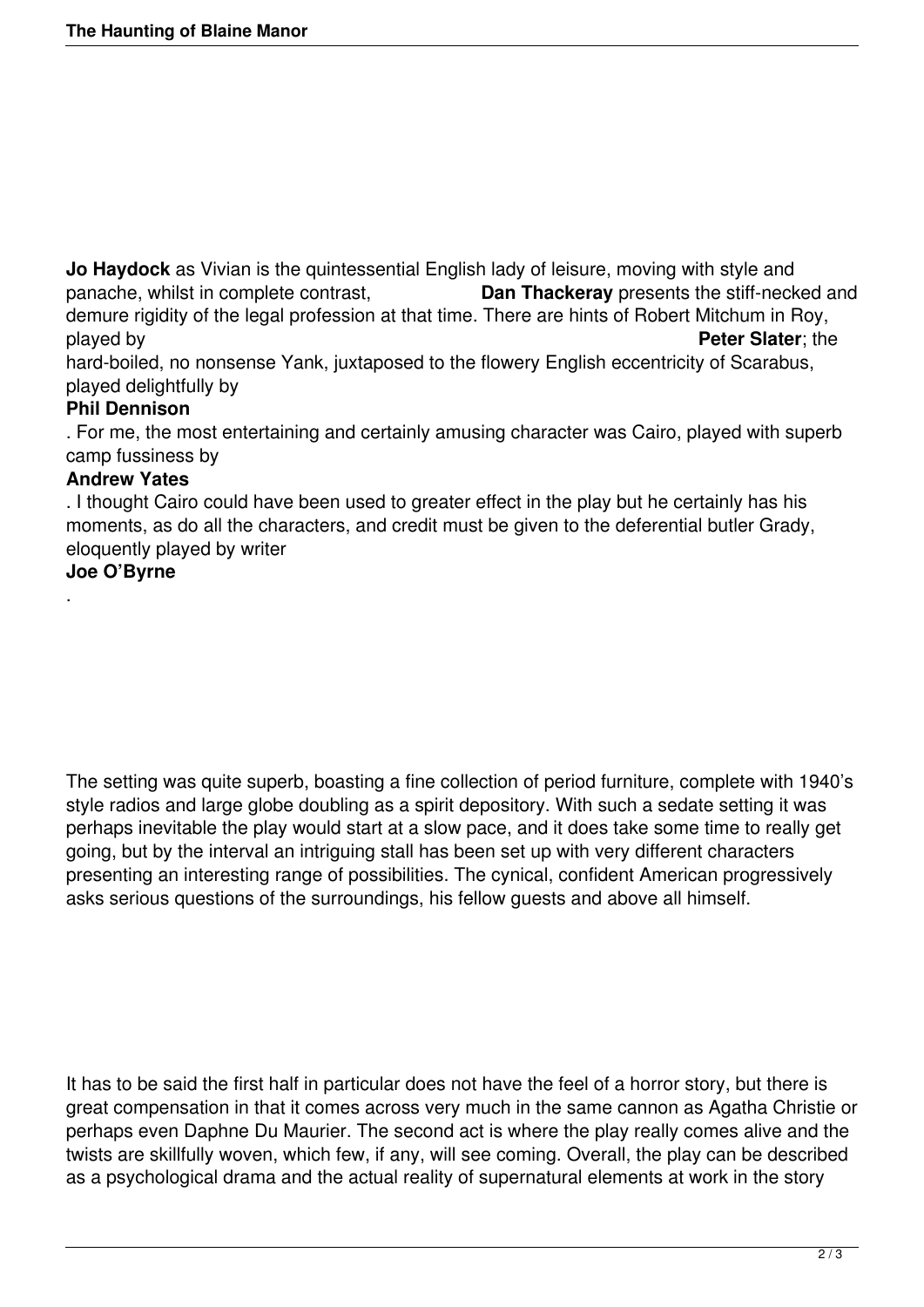**Jo Haydock** as Vivian is the quintessential English lady of leisure, moving with style and panache, whilst in complete contrast, **Dan Thackeray** presents the stiff-necked and demure rigidity of the legal profession at that time. There are hints of Robert Mitchum in Roy, played by **Peter Slater**; the hard-boiled, no nonsense Yank, juxtaposed to the flowery English eccentricity of Scarabus, played delightfully by **Phil Dennison**. For me, the most entertaining and certainly amusing character was Cairo, played with superb camp fussiness by **Andrew Yates**. I thought Cairo could have been used to greater effect in the play but he certainly has his moments, as do all the characters, and credit must be given to the deferential butler Grady, eloquently played by writer **Joe O'Byrne**.

The setting was quite superb, boasting a fine collection of period furniture, complete with 1940's style radios and large globe doubling as a spirit depository. With such a sedate setting it was perhaps inevitable the play would start at a slow pace, and it does take some time to really get going, but by the interval an intriguing stall has been set up with very different characters presenting an interesting range of possibilities. The cynical, confident American progressively asks serious questions of the surroundings, his fellow guests and above all himself.

It has to be said the first half in particular does not have the feel of a horror story, but there is great compensation in that it comes across very much in the same cannon as Agatha Christie or perhaps even Daphne Du Maurier. The second act is where the play really comes alive and the twists are skillfully woven, which few, if any, will see coming. Overall, the play can be described as a psychological drama and the actual reality of supernatural elements at work in the story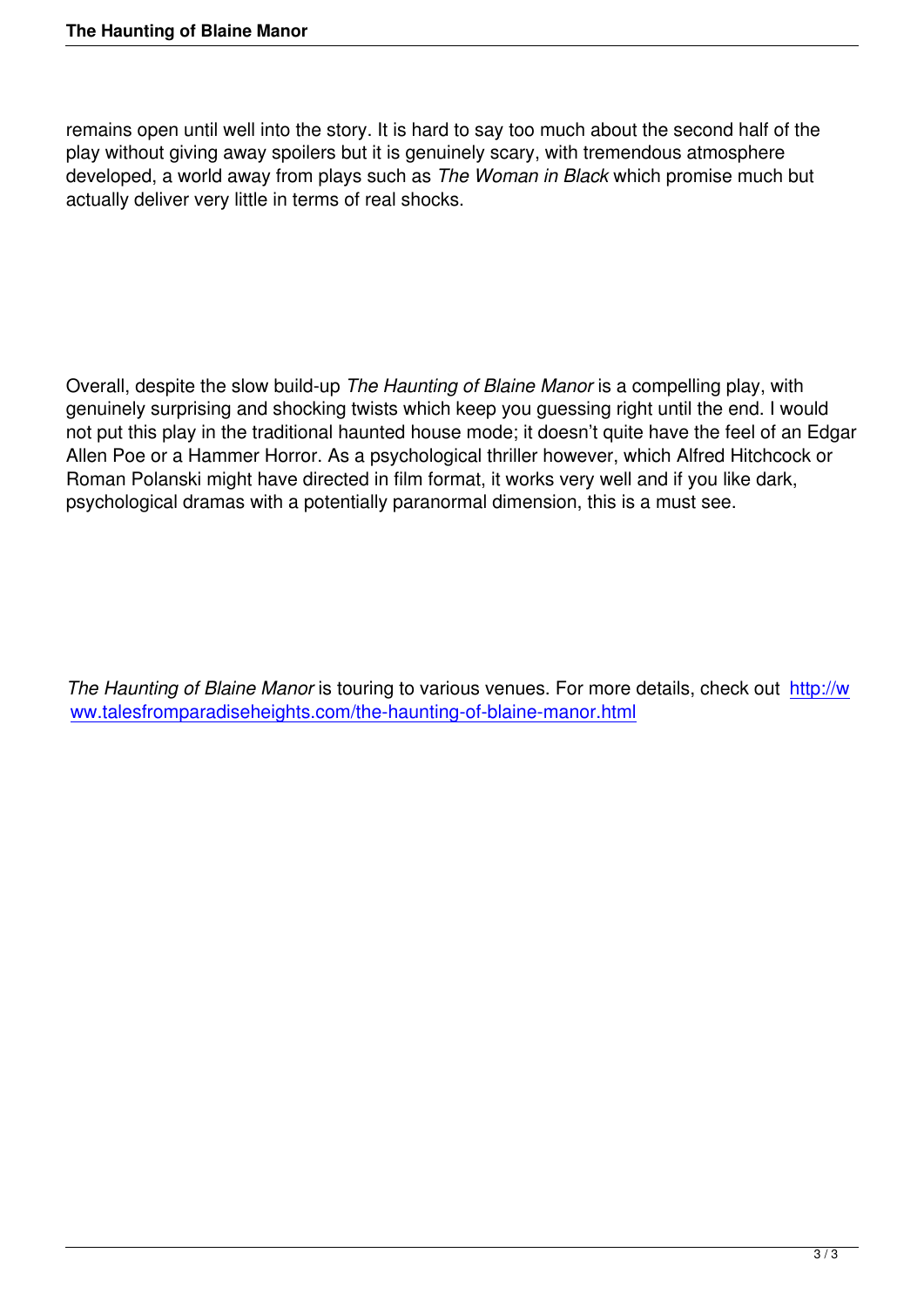remains open until well into the story. It is hard to say too much about the second half of the play without giving away spoilers but it is genuinely scary, with tremendous atmosphere developed, a world away from plays such as *The Woman in Black* which promise much but actually deliver very little in terms of real shocks.

Overall, despite the slow build-up *The Haunting of Blaine Manor* is a compelling play, with genuinely surprising and shocking twists which keep you guessing right until the end. I would not put this play in the traditional haunted house mode; it doesn't quite have the feel of an Edgar Allen Poe or a Hammer Horror. As a psychological thriller however, which Alfred Hitchcock or Roman Polanski might have directed in film format, it works very well and if you like dark, psychological dramas with a potentially paranormal dimension, this is a must see.

*The Haunting of Blaine Manor* is touring to various venues. For more details, check out [http://www.talesfromparadiseheights.com/the-haunting-of-blaine-manor.html](http://www.talesfromparadiseheights.com/the-haunting-of-blaine-manor.html)